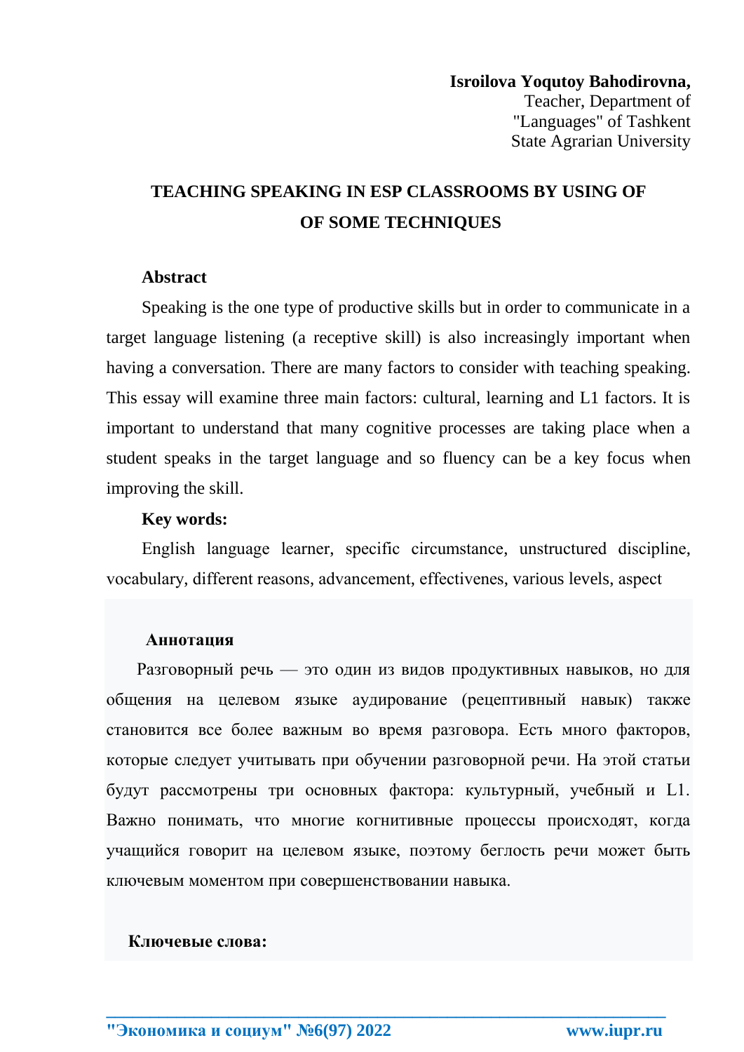**Isroilova Yoqutoy Bahodirovna,**
Teacher, Department of
"Languages" of Tashkent
State Agrarian University

# TEACHING SPEAKING IN ESP CLASSROOMS BY USING OF OF SOME TECHNIQUES

**Abstract**

Speaking is the one type of productive skills but in order to communicate in a target language listening (a receptive skill) is also increasingly important when having a conversation. There are many factors to consider with teaching speaking. This essay will examine three main factors: cultural, learning and L1 factors. It is important to understand that many cognitive processes are taking place when a student speaks in the target language and so fluency can be a key focus when improving the skill.

**Key words:**

English language learner, specific circumstance, unstructured discipline, vocabulary, different reasons, advancement, effectivenes, various levels, aspect

**Аннотация**

Разговорный речь — это один из видов продуктивных навыков, но для общения на целевом языке аудирование (рецептивный навык) также становится все более важным во время разговора. Есть много факторов, которые следует учитывать при обучении разговорной речи. На этой статьи будут рассмотрены три основных фактора: культурный, учебный и L1. Важно понимать, что многие когнитивные процессы происходят, когда учащийся говорит на целевом языке, поэтому беглость речи может быть ключевым моментом при совершенствовании навыка.

**Ключевые слова:**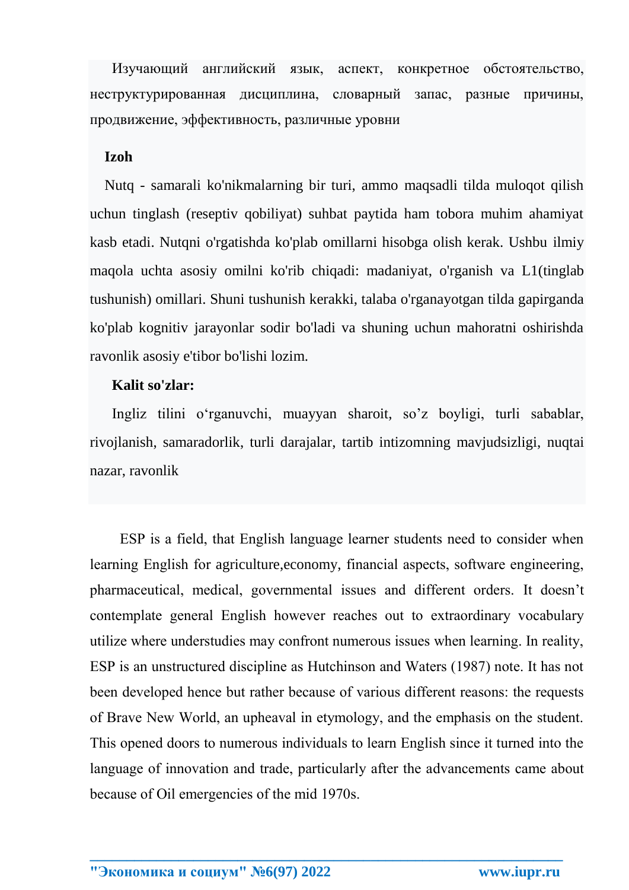Изучающий английский язык, аспект, конкретное обстоятельство, неструктурированная дисциплина, словарный запас, разные причины, продвижение, эффективность, различные уровни

**Izoh**

Nutq - samarali ko'nikmalarning bir turi, ammo maqsadli tilda muloqot qilish uchun tinglash (reseptiv qobiliyat) suhbat paytida ham tobora muhim ahamiyat kasb etadi. Nutqni o'rgatishda ko'plab omillarni hisobga olish kerak. Ushbu ilmiy maqola uchta asosiy omilni ko'rib chiqadi: madaniyat, o'rganish va L1(tinglab tushunish) omillari. Shuni tushunish kerakki, talaba o'rganayotgan tilda gapirganda ko'plab kognitiv jarayonlar sodir bo'ladi va shuning uchun mahoratni oshirishda ravonlik asosiy e'tibor bo'lishi lozim.

**Kalit so'zlar:**

Ingliz tilini o‘rganuvchi, muayyan sharoit, so’z boyligi, turli sabablar, rivojlanish, samaradorlik, turli darajalar, tartib intizomning mavjudsizligi, nuqtai nazar, ravonlik

ESP is a field, that English language learner students need to consider when learning English for agriculture,economy, financial aspects, software engineering, pharmaceutical, medical, governmental issues and different orders. It doesn’t contemplate general English however reaches out to extraordinary vocabulary utilize where understudies may confront numerous issues when learning. In reality, ESP is an unstructured discipline as Hutchinson and Waters (1987) note. It has not been developed hence but rather because of various different reasons: the requests of Brave New World, an upheaval in etymology, and the emphasis on the student. This opened doors to numerous individuals to learn English since it turned into the language of innovation and trade, particularly after the advancements came about because of Oil emergencies of the mid 1970s.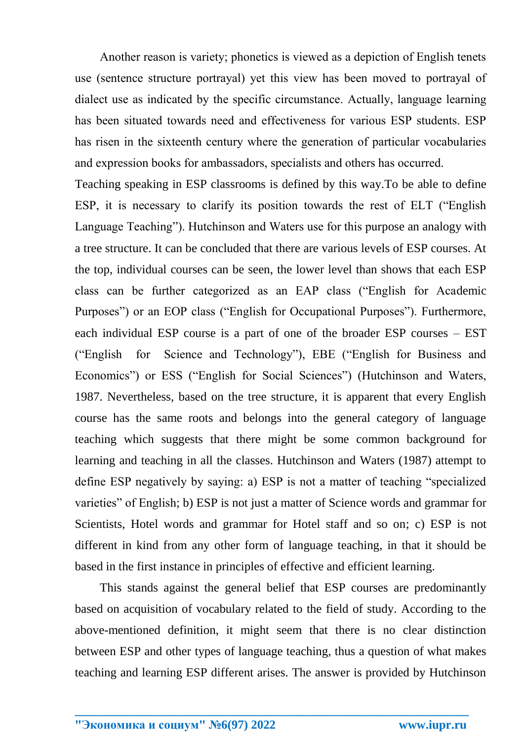Another reason is variety; phonetics is viewed as a depiction of English tenets use (sentence structure portrayal) yet this view has been moved to portrayal of dialect use as indicated by the specific circumstance. Actually, language learning has been situated towards need and effectiveness for various ESP students. ESP has risen in the sixteenth century where the generation of particular vocabularies and expression books for ambassadors, specialists and others has occurred.

Teaching speaking in ESP classrooms is defined by this way.To be able to define ESP, it is necessary to clarify its position towards the rest of ELT ("English Language Teaching"). Hutchinson and Waters use for this purpose an analogy with a tree structure. It can be concluded that there are various levels of ESP courses. At the top, individual courses can be seen, the lower level than shows that each ESP class can be further categorized as an EAP class ("English for Academic Purposes") or an EOP class ("English for Occupational Purposes"). Furthermore, each individual ESP course is a part of one of the broader ESP courses – EST ("English for Science and Technology"), EBE ("English for Business and Economics") or ESS ("English for Social Sciences") (Hutchinson and Waters, 1987. Nevertheless, based on the tree structure, it is apparent that every English course has the same roots and belongs into the general category of language teaching which suggests that there might be some common background for learning and teaching in all the classes. Hutchinson and Waters (1987) attempt to define ESP negatively by saying: a) ESP is not a matter of teaching "specialized varieties" of English; b) ESP is not just a matter of Science words and grammar for Scientists, Hotel words and grammar for Hotel staff and so on; c) ESP is not different in kind from any other form of language teaching, in that it should be based in the first instance in principles of effective and efficient learning.

This stands against the general belief that ESP courses are predominantly based on acquisition of vocabulary related to the field of study. According to the above-mentioned definition, it might seem that there is no clear distinction between ESP and other types of language teaching, thus a question of what makes teaching and learning ESP different arises. The answer is provided by Hutchinson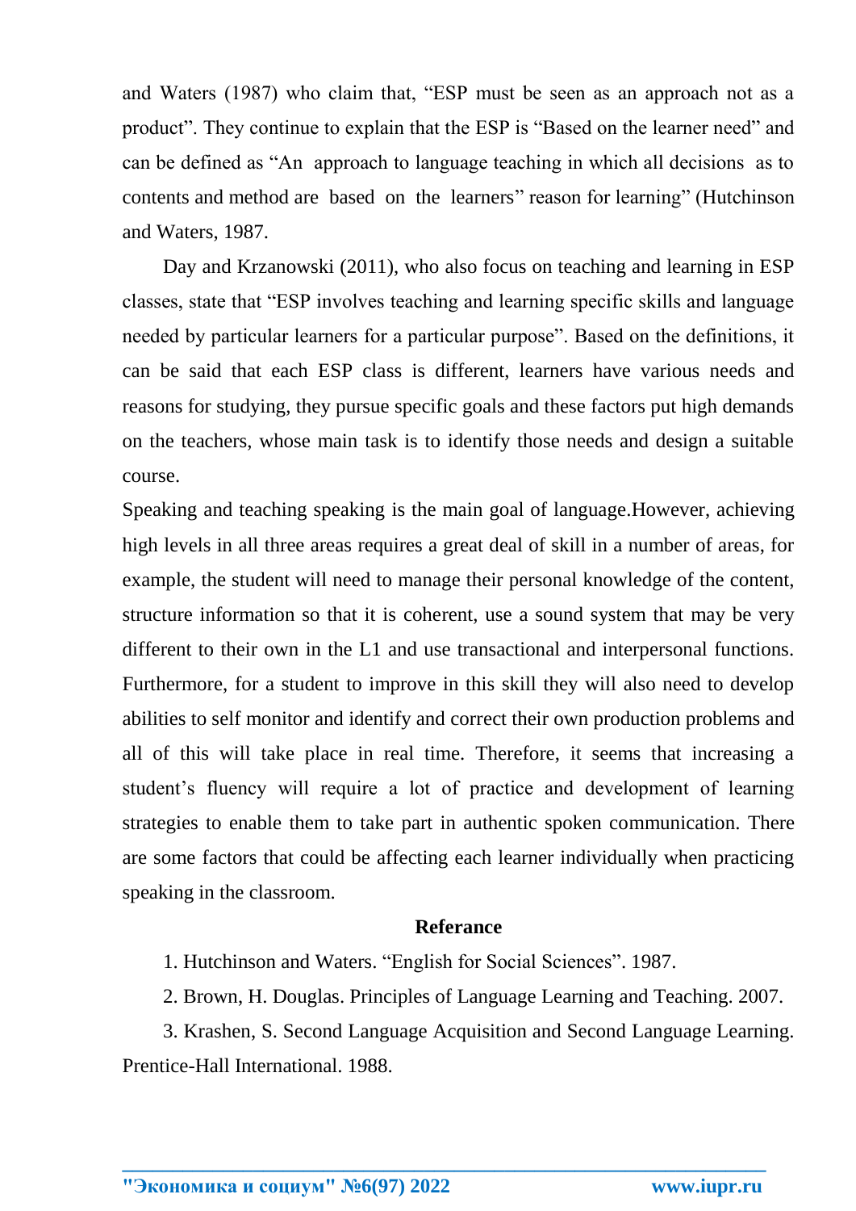and Waters (1987) who claim that, "ESP must be seen as an approach not as a product". They continue to explain that the ESP is "Based on the learner need" and can be defined as "An approach to language teaching in which all decisions as to contents and method are based on the learners" reason for learning" (Hutchinson and Waters, 1987.

Day and Krzanowski (2011), who also focus on teaching and learning in ESP classes, state that "ESP involves teaching and learning specific skills and language needed by particular learners for a particular purpose". Based on the definitions, it can be said that each ESP class is different, learners have various needs and reasons for studying, they pursue specific goals and these factors put high demands on the teachers, whose main task is to identify those needs and design a suitable course.

Speaking and teaching speaking is the main goal of language.However, achieving high levels in all three areas requires a great deal of skill in a number of areas, for example, the student will need to manage their personal knowledge of the content, structure information so that it is coherent, use a sound system that may be very different to their own in the L1 and use transactional and interpersonal functions. Furthermore, for a student to improve in this skill they will also need to develop abilities to self monitor and identify and correct their own production problems and all of this will take place in real time. Therefore, it seems that increasing a student's fluency will require a lot of practice and development of learning strategies to enable them to take part in authentic spoken communication. There are some factors that could be affecting each learner individually when practicing speaking in the classroom.

**Referance**

1. Hutchinson and Waters. "English for Social Sciences". 1987.
2. Brown, H. Douglas. Principles of Language Learning and Teaching. 2007.
3. Krashen, S. Second Language Acquisition and Second Language Learning. Prentice-Hall International. 1988.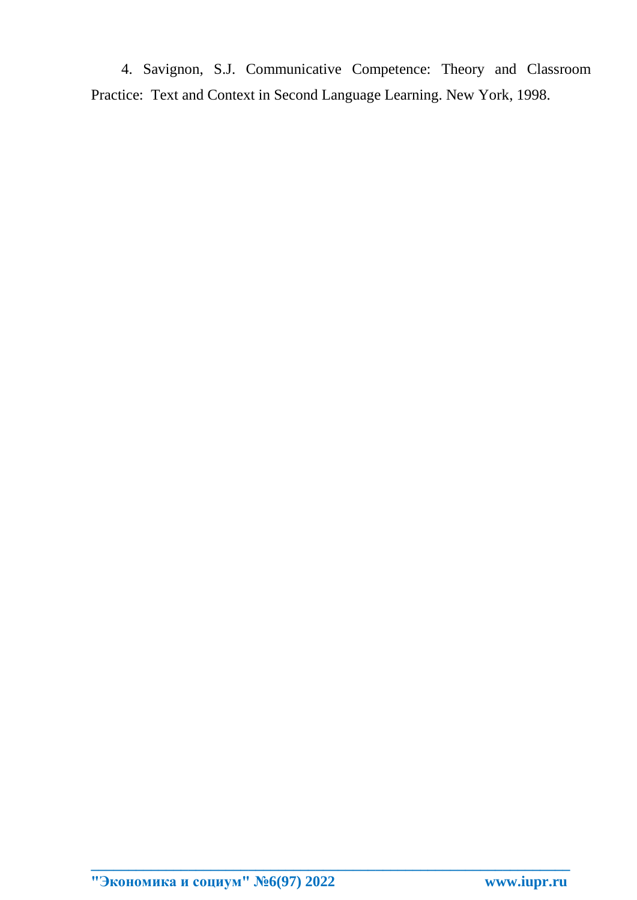4. Savignon, S.J. Communicative Competence: Theory and Classroom Practice: Text and Context in Second Language Learning. New York, 1998.